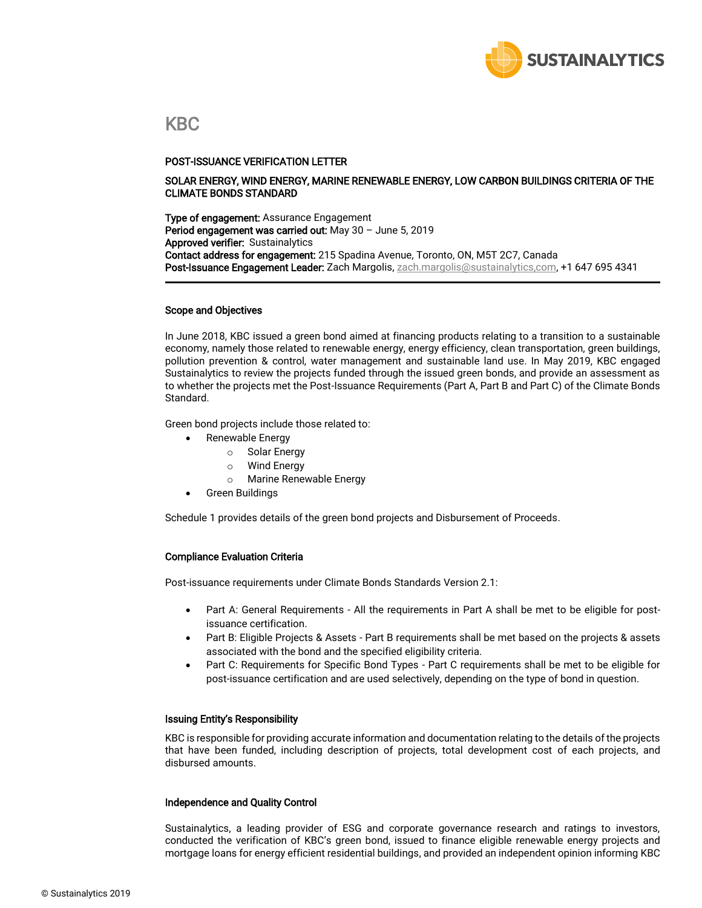# KBC

**POST-ISSUANCE VERIFICATION LETTER**

**SOLAR ENERGY, WIND ENERGY, MARINE RENEWABLE ENERGY, LOW CARBON BUILDINGS CRITERIA OF THE CLIMATE BONDS STANDARD**

**Type of engagement:** Assurance Engagement
**Period engagement was carried out:** May 30 – June 5, 2019
**Approved verifier:** Sustainalytics
**Contact address for engagement:** 215 Spadina Avenue, Toronto, ON, M5T 2C7, Canada
**Post-Issuance Engagement Leader:** Zach Margolis, zach.margolis@sustainalytics,com, +1 647 695 4341

---

### Scope and Objectives

In June 2018, KBC issued a green bond aimed at financing products relating to a transition to a sustainable economy, namely those related to renewable energy, energy efficiency, clean transportation, green buildings, pollution prevention & control, water management and sustainable land use. In May 2019, KBC engaged Sustainalytics to review the projects funded through the issued green bonds, and provide an assessment as to whether the projects met the Post-Issuance Requirements (Part A, Part B and Part C) of the Climate Bonds Standard.

Green bond projects include those related to:

- Renewable Energy
  - Solar Energy
  - Wind Energy
  - Marine Renewable Energy
- Green Buildings

Schedule 1 provides details of the green bond projects and Disbursement of Proceeds.

### Compliance Evaluation Criteria

Post-issuance requirements under Climate Bonds Standards Version 2.1:

- Part A: General Requirements - All the requirements in Part A shall be met to be eligible for post-issuance certification.
- Part B: Eligible Projects & Assets - Part B requirements shall be met based on the projects & assets associated with the bond and the specified eligibility criteria.
- Part C: Requirements for Specific Bond Types - Part C requirements shall be met to be eligible for post-issuance certification and are used selectively, depending on the type of bond in question.

### Issuing Entity's Responsibility

KBC is responsible for providing accurate information and documentation relating to the details of the projects that have been funded, including description of projects, total development cost of each projects, and disbursed amounts.

### Independence and Quality Control

Sustainalytics, a leading provider of ESG and corporate governance research and ratings to investors, conducted the verification of KBC's green bond, issued to finance eligible renewable energy projects and mortgage loans for energy efficient residential buildings, and provided an independent opinion informing KBC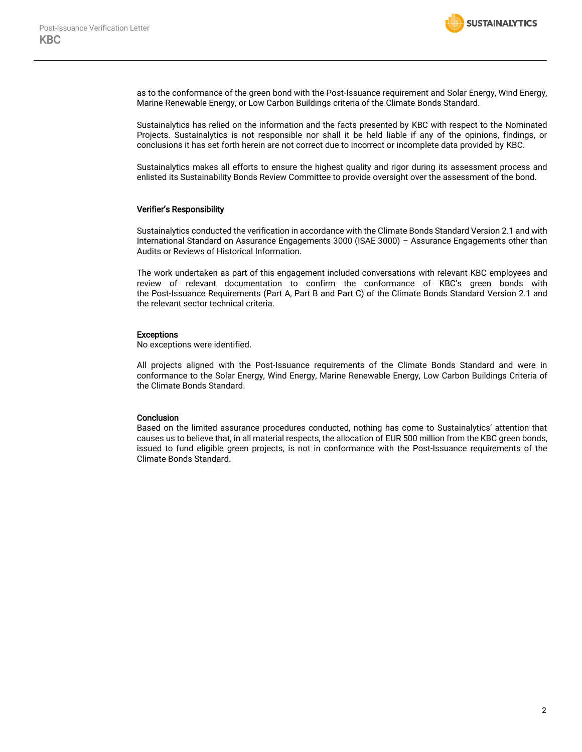as to the conformance of the green bond with the Post-Issuance requirement and Solar Energy, Wind Energy, Marine Renewable Energy, or Low Carbon Buildings criteria of the Climate Bonds Standard.

Sustainalytics has relied on the information and the facts presented by KBC with respect to the Nominated Projects. Sustainalytics is not responsible nor shall it be held liable if any of the opinions, findings, or conclusions it has set forth herein are not correct due to incorrect or incomplete data provided by KBC.

Sustainalytics makes all efforts to ensure the highest quality and rigor during its assessment process and enlisted its Sustainability Bonds Review Committee to provide oversight over the assessment of the bond.

## Verifier's Responsibility

Sustainalytics conducted the verification in accordance with the Climate Bonds Standard Version 2.1 and with International Standard on Assurance Engagements 3000 (ISAE 3000) – Assurance Engagements other than Audits or Reviews of Historical Information.

The work undertaken as part of this engagement included conversations with relevant KBC employees and review of relevant documentation to confirm the conformance of KBC's green bonds with the Post-Issuance Requirements (Part A, Part B and Part C) of the Climate Bonds Standard Version 2.1 and the relevant sector technical criteria.

## Exceptions

No exceptions were identified.

All projects aligned with the Post-Issuance requirements of the Climate Bonds Standard and were in conformance to the Solar Energy, Wind Energy, Marine Renewable Energy, Low Carbon Buildings Criteria of the Climate Bonds Standard.

## Conclusion

Based on the limited assurance procedures conducted, nothing has come to Sustainalytics' attention that causes us to believe that, in all material respects, the allocation of EUR 500 million from the KBC green bonds, issued to fund eligible green projects, is not in conformance with the Post-Issuance requirements of the Climate Bonds Standard.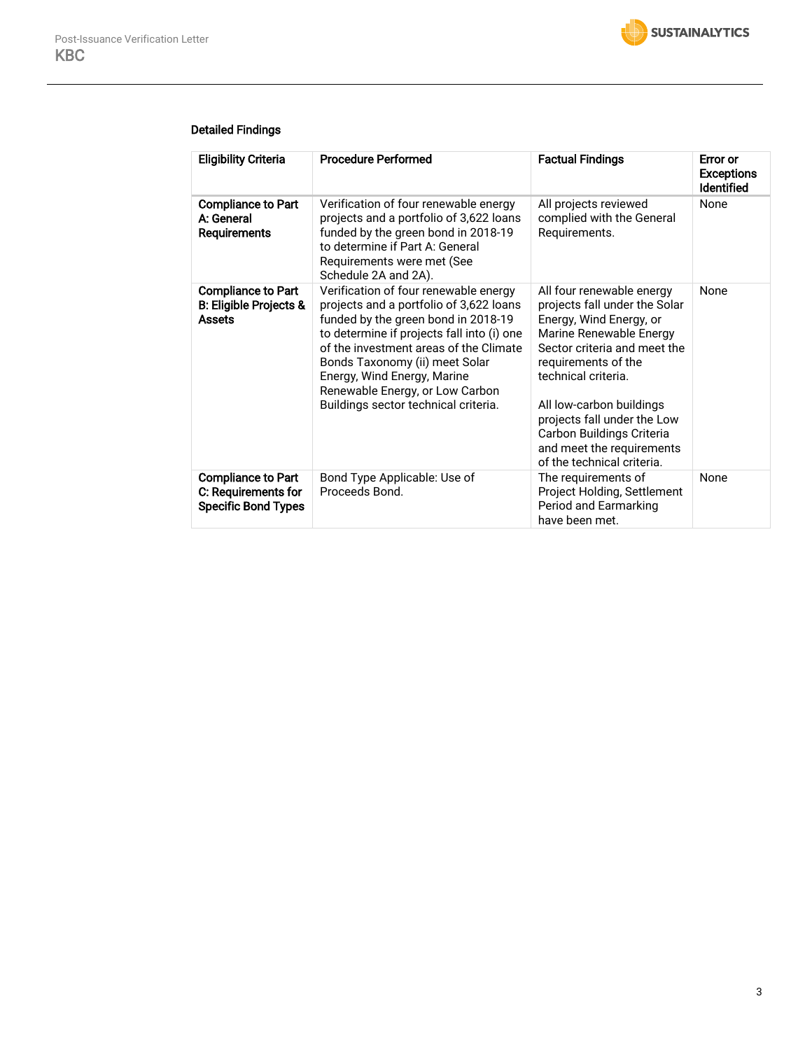### Detailed Findings

| Eligibility Criteria | Procedure Performed | Factual Findings | Error or Exceptions Identified |
|---|---|---|---|
| **Compliance to Part A: General Requirements** | Verification of four renewable energy projects and a portfolio of 3,622 loans funded by the green bond in 2018-19 to determine if Part A: General Requirements were met (See Schedule 2A and 2A). | All projects reviewed complied with the General Requirements. | None |
| **Compliance to Part B: Eligible Projects & Assets** | Verification of four renewable energy projects and a portfolio of 3,622 loans funded by the green bond in 2018-19 to determine if projects fall into (i) one of the investment areas of the Climate Bonds Taxonomy (ii) meet Solar Energy, Wind Energy, Marine Renewable Energy, or Low Carbon Buildings sector technical criteria. | All four renewable energy projects fall under the Solar Energy, Wind Energy, or Marine Renewable Energy Sector criteria and meet the requirements of the technical criteria.<br><br>All low-carbon buildings projects fall under the Low Carbon Buildings Criteria and meet the requirements of the technical criteria. | None |
| **Compliance to Part C: Requirements for Specific Bond Types** | Bond Type Applicable: Use of Proceeds Bond. | The requirements of Project Holding, Settlement Period and Earmarking have been met. | None |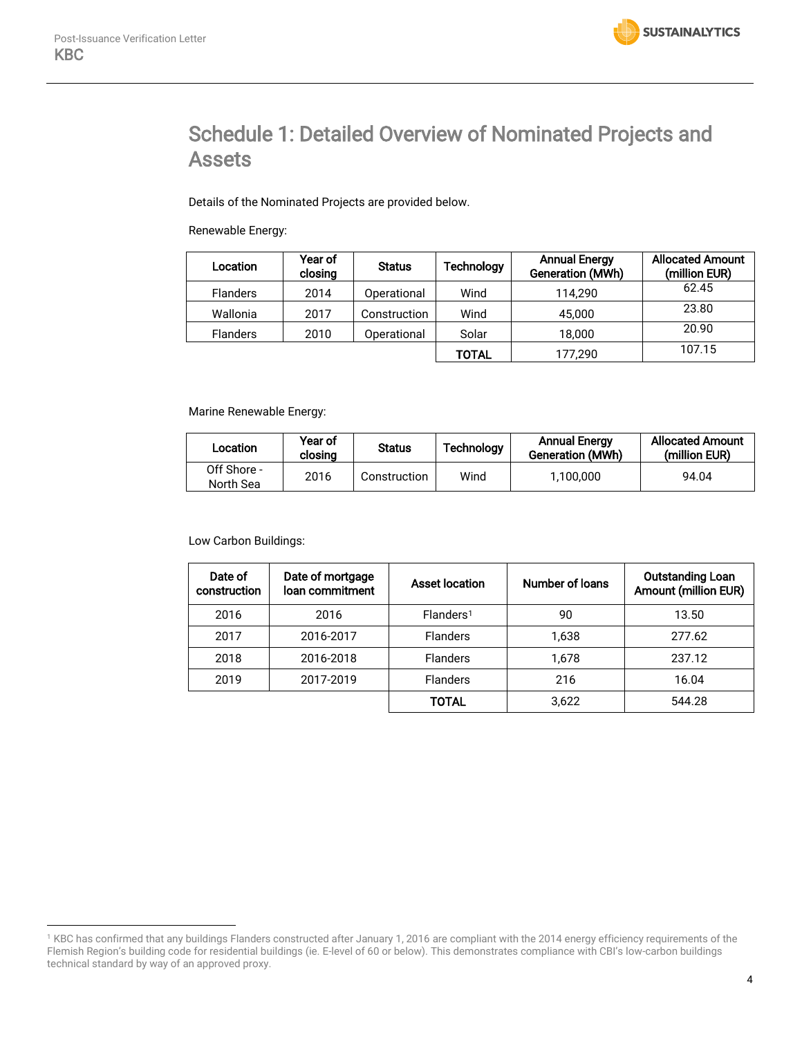# Schedule 1: Detailed Overview of Nominated Projects and Assets

Details of the Nominated Projects are provided below.

Renewable Energy:

| Location | Year of closing | Status | Technology | Annual Energy Generation (MWh) | Allocated Amount (million EUR) |
|---|---|---|---|---|---|
| Flanders | 2014 | Operational | Wind | 114,290 | 62.45 |
| Wallonia | 2017 | Construction | Wind | 45,000 | 23.80 |
| Flanders | 2010 | Operational | Solar | 18,000 | 20.90 |
| | | | **TOTAL** | 177,290 | 107.15 |

Marine Renewable Energy:

| Location | Year of closing | Status | Technology | Annual Energy Generation (MWh) | Allocated Amount (million EUR) |
|---|---|---|---|---|---|
| Off Shore - North Sea | 2016 | Construction | Wind | 1,100,000 | 94.04 |

Low Carbon Buildings:

| Date of construction | Date of mortgage loan commitment | Asset location | Number of loans | Outstanding Loan Amount (million EUR) |
|---|---|---|---|---|
| 2016 | 2016 | Flanders[1] | 90 | 13.50 |
| 2017 | 2016-2017 | Flanders | 1,638 | 277.62 |
| 2018 | 2016-2018 | Flanders | 1,678 | 237.12 |
| 2019 | 2017-2019 | Flanders | 216 | 16.04 |
| | | **TOTAL** | 3,622 | 544.28 |

[1] KBC has confirmed that any buildings Flanders constructed after January 1, 2016 are compliant with the 2014 energy efficiency requirements of the Flemish Region's building code for residential buildings (ie. E-level of 60 or below). This demonstrates compliance with CBI's low-carbon buildings technical standard by way of an approved proxy.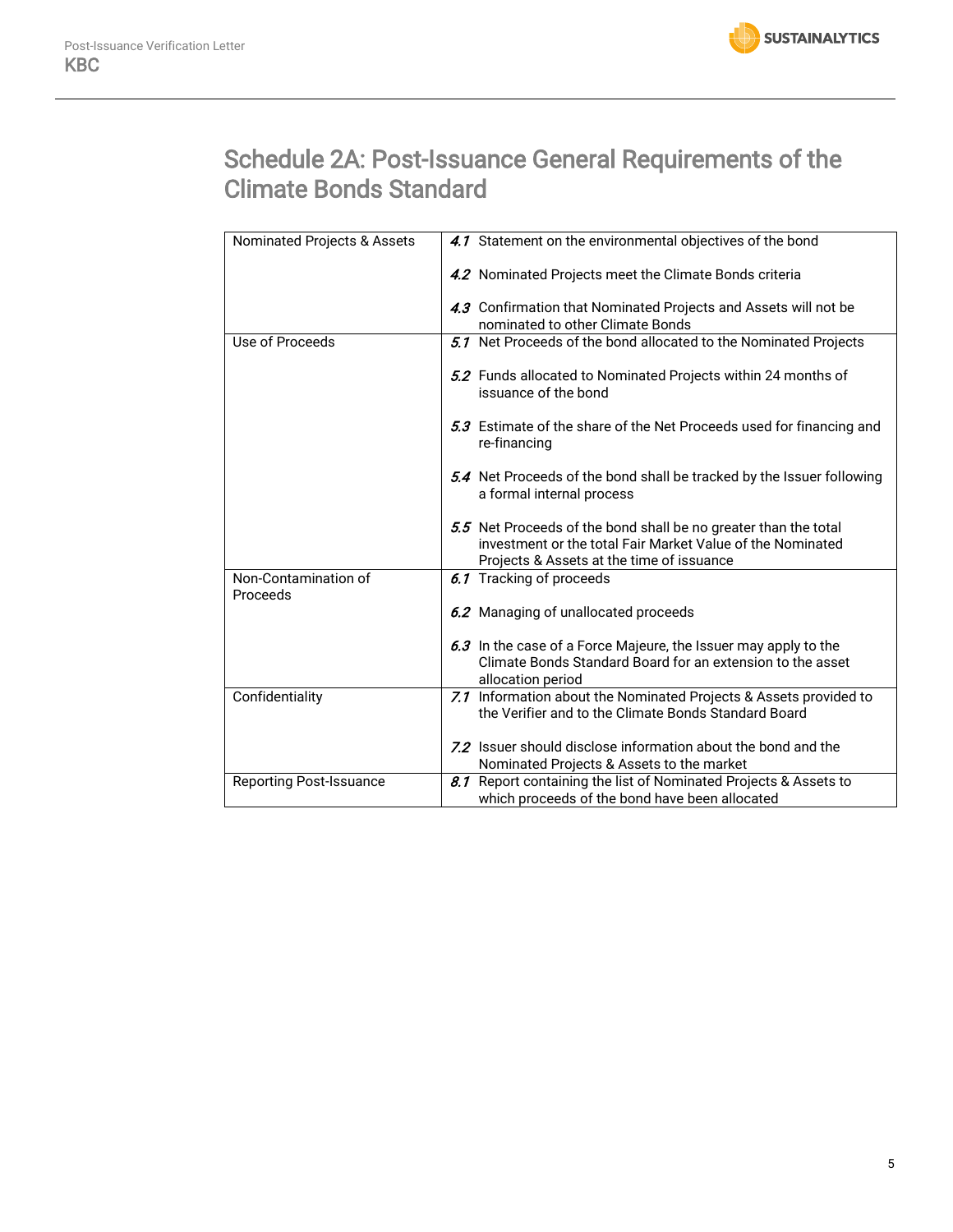# Schedule 2A: Post-Issuance General Requirements of the Climate Bonds Standard

| | |
|---|---|
| Nominated Projects & Assets | *4.1* Statement on the environmental objectives of the bond<br><br>*4.2* Nominated Projects meet the Climate Bonds criteria<br><br>*4.3* Confirmation that Nominated Projects and Assets will not be nominated to other Climate Bonds |
| Use of Proceeds | *5.1* Net Proceeds of the bond allocated to the Nominated Projects<br><br>*5.2* Funds allocated to Nominated Projects within 24 months of issuance of the bond<br><br>*5.3* Estimate of the share of the Net Proceeds used for financing and re-financing<br><br>*5.4* Net Proceeds of the bond shall be tracked by the Issuer following a formal internal process<br><br>*5.5* Net Proceeds of the bond shall be no greater than the total investment or the total Fair Market Value of the Nominated Projects & Assets at the time of issuance |
| Non-Contamination of Proceeds | *6.1* Tracking of proceeds<br><br>*6.2* Managing of unallocated proceeds<br><br>*6.3* In the case of a Force Majeure, the Issuer may apply to the Climate Bonds Standard Board for an extension to the asset allocation period |
| Confidentiality | *7.1* Information about the Nominated Projects & Assets provided to the Verifier and to the Climate Bonds Standard Board<br><br>*7.2* Issuer should disclose information about the bond and the Nominated Projects & Assets to the market |
| Reporting Post-Issuance | *8.1* Report containing the list of Nominated Projects & Assets to which proceeds of the bond have been allocated |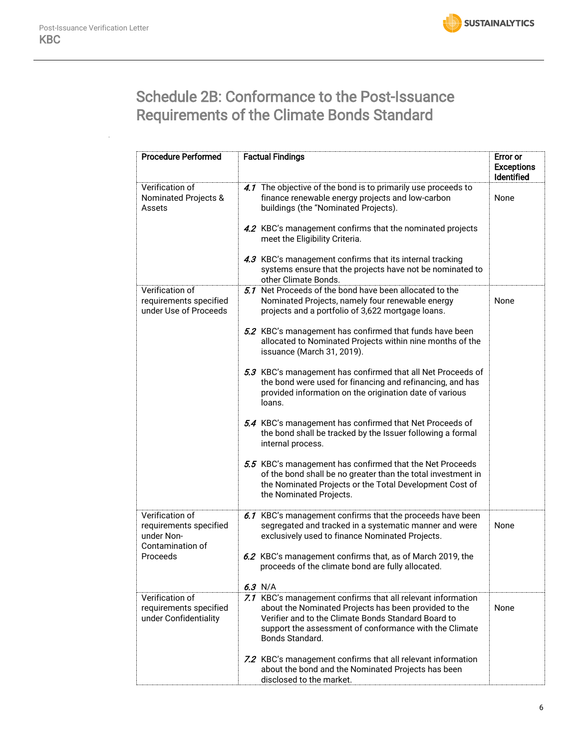## Schedule 2B: Conformance to the Post-Issuance Requirements of the Climate Bonds Standard

| Procedure Performed | Factual Findings | Error or Exceptions Identified |
|---|---|---|
| Verification of Nominated Projects & Assets | *4.1* The objective of the bond is to primarily use proceeds to finance renewable energy projects and low-carbon buildings (the "Nominated Projects).<br><br>*4.2* KBC's management confirms that the nominated projects meet the Eligibility Criteria.<br><br>*4.3* KBC's management confirms that its internal tracking systems ensure that the projects have not be nominated to other Climate Bonds. | None |
| Verification of requirements specified under Use of Proceeds | *5.1* Net Proceeds of the bond have been allocated to the Nominated Projects, namely four renewable energy projects and a portfolio of 3,622 mortgage loans.<br><br>*5.2* KBC's management has confirmed that funds have been allocated to Nominated Projects within nine months of the issuance (March 31, 2019).<br><br>*5.3* KBC's management has confirmed that all Net Proceeds of the bond were used for financing and refinancing, and has provided information on the origination date of various loans.<br><br>*5.4* KBC's management has confirmed that Net Proceeds of the bond shall be tracked by the Issuer following a formal internal process.<br><br>*5.5* KBC's management has confirmed that the Net Proceeds of the bond shall be no greater than the total investment in the Nominated Projects or the Total Development Cost of the Nominated Projects. | None |
| Verification of requirements specified under Non-Contamination of Proceeds | *6.1* KBC's management confirms that the proceeds have been segregated and tracked in a systematic manner and were exclusively used to finance Nominated Projects.<br><br>*6.2* KBC's management confirms that, as of March 2019, the proceeds of the climate bond are fully allocated.<br><br>*6.3* N/A | None |
| Verification of requirements specified under Confidentiality | *7.1* KBC's management confirms that all relevant information about the Nominated Projects has been provided to the Verifier and to the Climate Bonds Standard Board to support the assessment of conformance with the Climate Bonds Standard.<br><br>*7.2* KBC's management confirms that all relevant information about the bond and the Nominated Projects has been disclosed to the market. | None |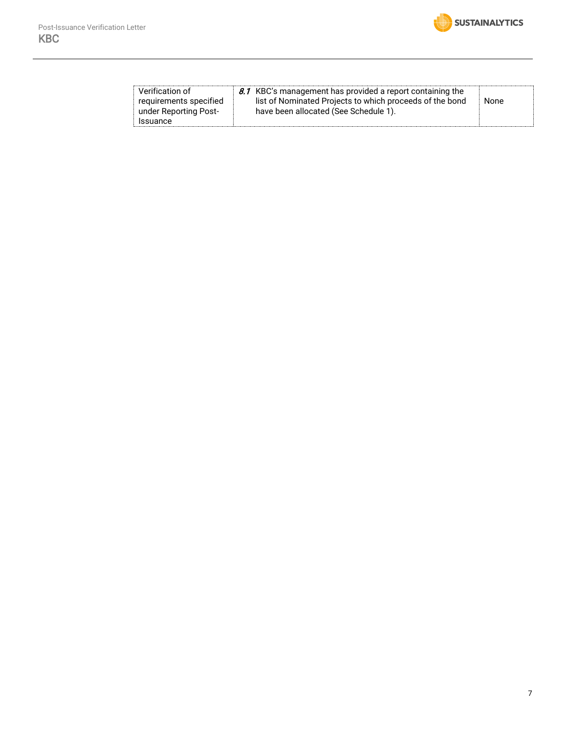| | | |
|---|---|---|
| Verification of requirements specified under Reporting Post-Issuance | *8.1* KBC's management has provided a report containing the list of Nominated Projects to which proceeds of the bond have been allocated (See Schedule 1). | None |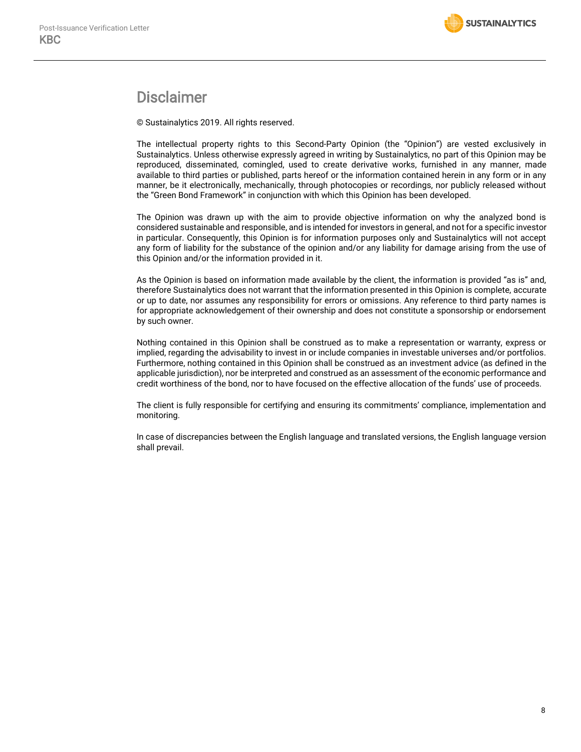# Disclaimer

© Sustainalytics 2019. All rights reserved.

The intellectual property rights to this Second-Party Opinion (the "Opinion") are vested exclusively in Sustainalytics. Unless otherwise expressly agreed in writing by Sustainalytics, no part of this Opinion may be reproduced, disseminated, comingled, used to create derivative works, furnished in any manner, made available to third parties or published, parts hereof or the information contained herein in any form or in any manner, be it electronically, mechanically, through photocopies or recordings, nor publicly released without the "Green Bond Framework" in conjunction with which this Opinion has been developed.

The Opinion was drawn up with the aim to provide objective information on why the analyzed bond is considered sustainable and responsible, and is intended for investors in general, and not for a specific investor in particular. Consequently, this Opinion is for information purposes only and Sustainalytics will not accept any form of liability for the substance of the opinion and/or any liability for damage arising from the use of this Opinion and/or the information provided in it.

As the Opinion is based on information made available by the client, the information is provided "as is" and, therefore Sustainalytics does not warrant that the information presented in this Opinion is complete, accurate or up to date, nor assumes any responsibility for errors or omissions. Any reference to third party names is for appropriate acknowledgement of their ownership and does not constitute a sponsorship or endorsement by such owner.

Nothing contained in this Opinion shall be construed as to make a representation or warranty, express or implied, regarding the advisability to invest in or include companies in investable universes and/or portfolios. Furthermore, nothing contained in this Opinion shall be construed as an investment advice (as defined in the applicable jurisdiction), nor be interpreted and construed as an assessment of the economic performance and credit worthiness of the bond, nor to have focused on the effective allocation of the funds' use of proceeds.

The client is fully responsible for certifying and ensuring its commitments' compliance, implementation and monitoring.

In case of discrepancies between the English language and translated versions, the English language version shall prevail.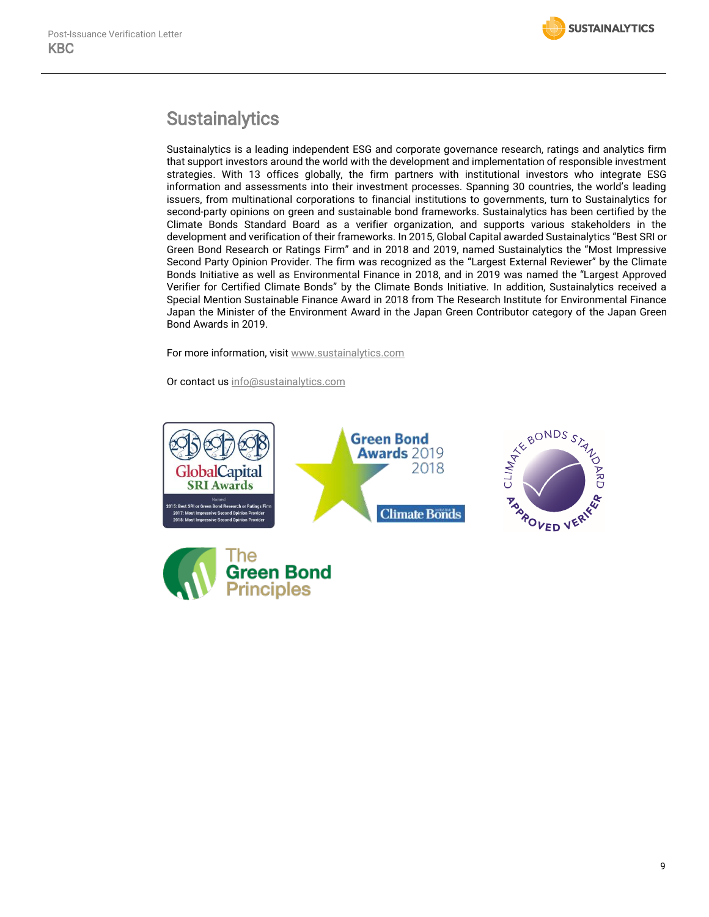# Sustainalytics

Sustainalytics is a leading independent ESG and corporate governance research, ratings and analytics firm that support investors around the world with the development and implementation of responsible investment strategies. With 13 offices globally, the firm partners with institutional investors who integrate ESG information and assessments into their investment processes. Spanning 30 countries, the world's leading issuers, from multinational corporations to financial institutions to governments, turn to Sustainalytics for second-party opinions on green and sustainable bond frameworks. Sustainalytics has been certified by the Climate Bonds Standard Board as a verifier organization, and supports various stakeholders in the development and verification of their frameworks. In 2015, Global Capital awarded Sustainalytics "Best SRI or Green Bond Research or Ratings Firm" and in 2018 and 2019, named Sustainalytics the "Most Impressive Second Party Opinion Provider. The firm was recognized as the "Largest External Reviewer" by the Climate Bonds Initiative as well as Environmental Finance in 2018, and in 2019 was named the "Largest Approved Verifier for Certified Climate Bonds" by the Climate Bonds Initiative. In addition, Sustainalytics received a Special Mention Sustainable Finance Award in 2018 from The Research Institute for Environmental Finance Japan the Minister of the Environment Award in the Japan Green Contributor category of the Japan Green Bond Awards in 2019.

For more information, visit www.sustainalytics.com

Or contact us info@sustainalytics.com